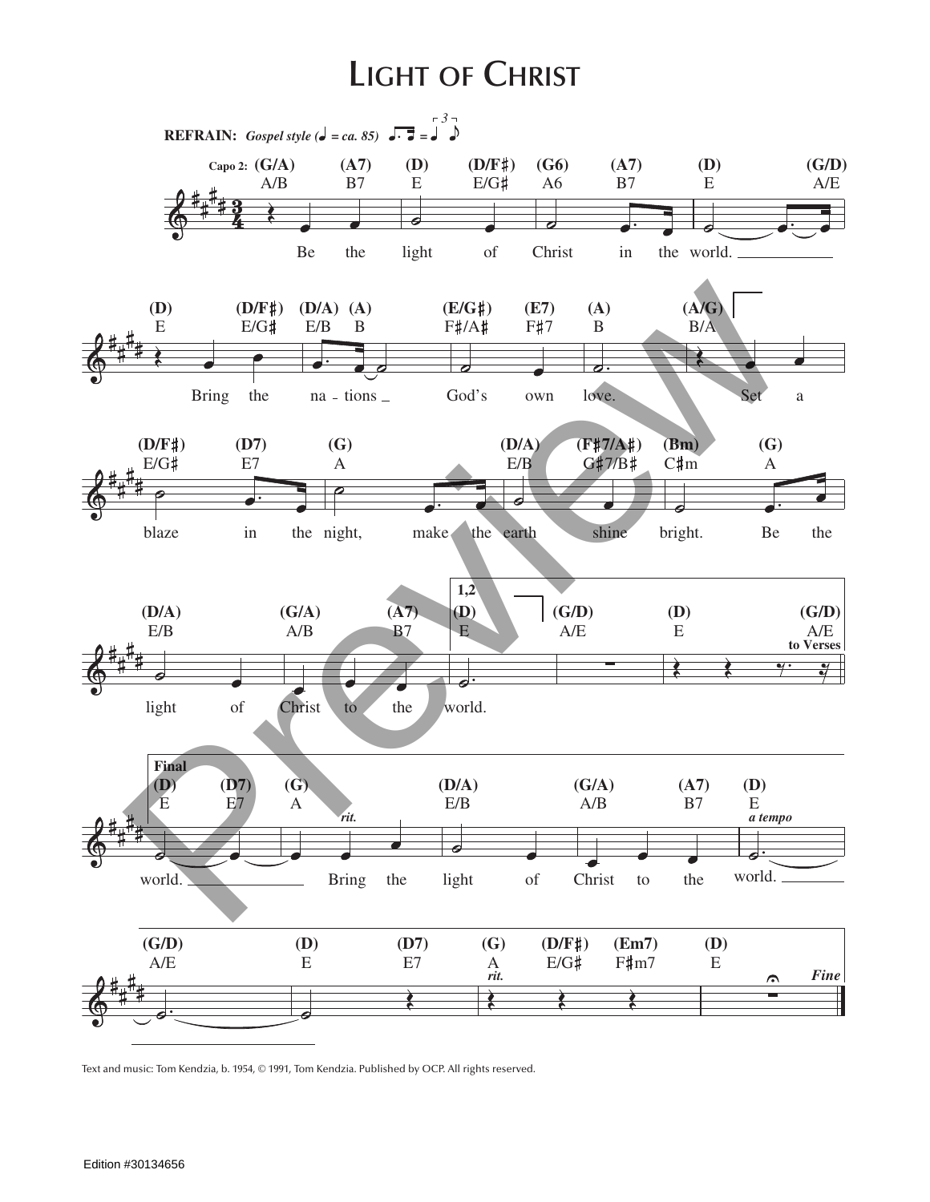# Light of Christ

**REFRAIN:** *Gospel style (♩ = ca. 85)*

Capo 2:

(G/A) A/B — (A7) B7 — (D) E — (D/F♯) E/G♯ — (G6) A6 — (A7) B7 — (D) E — (G/D) A/E

Be the light of Christ in the world.

(D) E — (D/F♯) E/G♯ — (D/A) E/B — (A) B — (E/G♯) F♯/A♯ — (E7) F♯7 — (A) B — (A/G) B/A

Bring the nations God's own love. Set a

(D/F♯) E/G♯ — (D7) E7 — (G) A — (D/A) E/B — (F♯7/A♯) G♯7/B♯ — (Bm) C♯m — (G) A

blaze in the night, make the earth shine bright. Be the

(D/A) E/B — (G/A) A/B — (A7) B7 — 1,2 (D) E — (G/D) A/E — (D) E — (G/D) A/E *to Verses*

light of Christ to the world.

**Final**

(D) E — (D7) E7 — (G) A *rit.* — (D/A) E/B — (G/A) A/B — (A7) B7 — (D) E *a tempo*

world. Bring the light of Christ to the world.

(G/D) A/E — (D) E — (D7) E7 — (G) A *rit.* — (D/F♯) E/G♯ — (Em7) F♯m7 — (D) E *Fine*

Text and music: Tom Kendzia, b. 1954, © 1991, Tom Kendzia. Published by OCP. All rights reserved.

Edition #30134656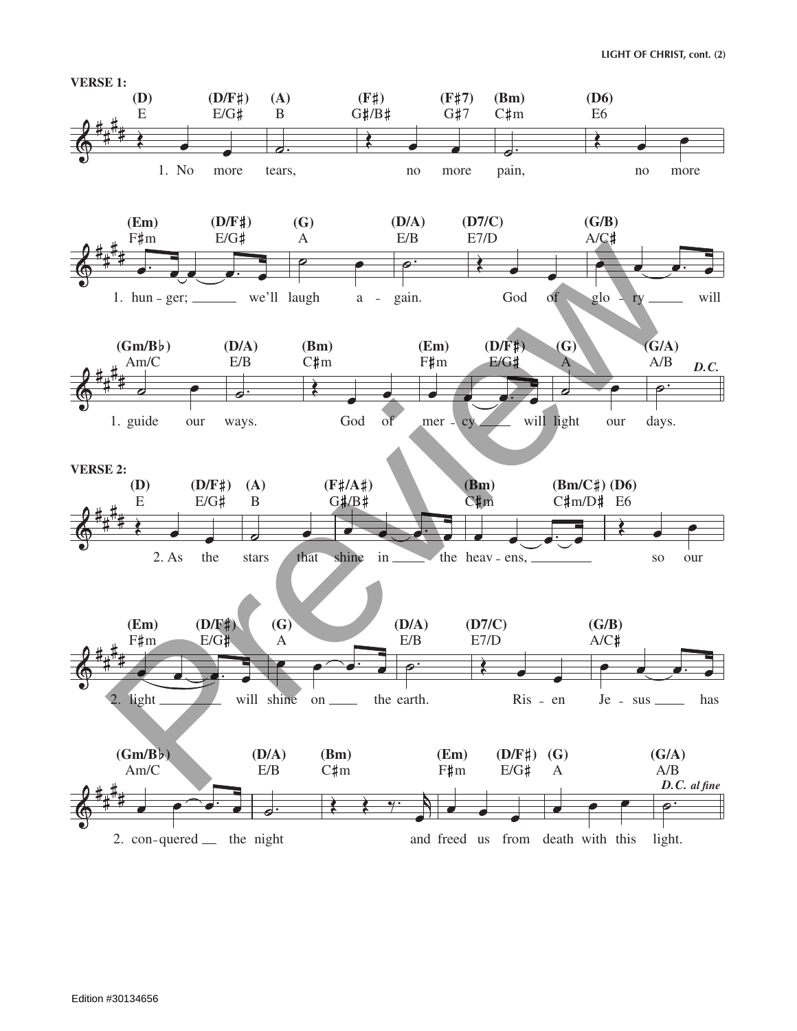**VERSE 1:**

(D) E (D/F♯) E/G♯ (A) B (F♯) G♯/B♯ (F♯7) G♯7 (Bm) C♯m (D6) E6

1. No more tears, no more pain, no more

(Em) F♯m (D/F♯) E/G♯ (G) A (D/A) E/B (D7/C) E7/D (G/B) A/C♯

1. hun - ger; we'll laugh a - gain. God of glo - ry will

(Gm/B♭) Am/C (D/A) E/B (Bm) C♯m (Em) F♯m (D/F♯) E/G♯ (G) A (G/A) A/B *D.C.*

1. guide our ways. God of mer - cy will light our days.

**VERSE 2:**

(D) E (D/F♯) E/G♯ (A) B (F♯/A♯) G♯/B♯ (Bm) C♯m (Bm/C♯) C♯m/D♯ (D6) E6

2. As the stars that shine in the heav - ens, so our

(Em) F♯m (D/F♯) E/G♯ (G) A (D/A) E/B (D7/C) E7/D (G/B) A/C♯

2. light will shine on the earth. Ris - en Je - sus has

(Gm/B♭) Am/C (D/A) E/B (Bm) C♯m (Em) F♯m (D/F♯) E/G♯ (G) A (G/A) A/B *D.C. al fine*

2. con - quered the night and freed us from death with this light.

Edition #30134656